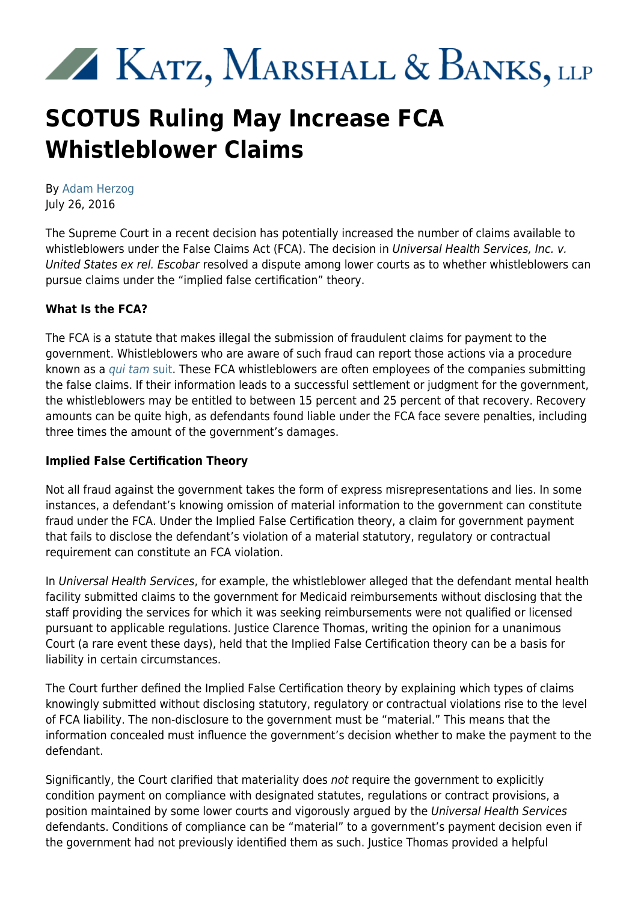# Katz, Marshall & Banks, LLP

# SCOTUS Ruling May Increase FCA Whistleblower Claims

By Adam Herzog
July 26, 2016

The Supreme Court in a recent decision has potentially increased the number of claims available to whistleblowers under the False Claims Act (FCA). The decision in *Universal Health Services, Inc. v. United States ex rel. Escobar* resolved a dispute among lower courts as to whether whistleblowers can pursue claims under the "implied false certification" theory.

**What Is the FCA?**

The FCA is a statute that makes illegal the submission of fraudulent claims for payment to the government. Whistleblowers who are aware of such fraud can report those actions via a procedure known as a *qui tam* suit. These FCA whistleblowers are often employees of the companies submitting the false claims. If their information leads to a successful settlement or judgment for the government, the whistleblowers may be entitled to between 15 percent and 25 percent of that recovery. Recovery amounts can be quite high, as defendants found liable under the FCA face severe penalties, including three times the amount of the government's damages.

**Implied False Certification Theory**

Not all fraud against the government takes the form of express misrepresentations and lies. In some instances, a defendant's knowing omission of material information to the government can constitute fraud under the FCA. Under the Implied False Certification theory, a claim for government payment that fails to disclose the defendant's violation of a material statutory, regulatory or contractual requirement can constitute an FCA violation.

In *Universal Health Services*, for example, the whistleblower alleged that the defendant mental health facility submitted claims to the government for Medicaid reimbursements without disclosing that the staff providing the services for which it was seeking reimbursements were not qualified or licensed pursuant to applicable regulations. Justice Clarence Thomas, writing the opinion for a unanimous Court (a rare event these days), held that the Implied False Certification theory can be a basis for liability in certain circumstances.

The Court further defined the Implied False Certification theory by explaining which types of claims knowingly submitted without disclosing statutory, regulatory or contractual violations rise to the level of FCA liability. The non-disclosure to the government must be "material." This means that the information concealed must influence the government's decision whether to make the payment to the defendant.

Significantly, the Court clarified that materiality does *not* require the government to explicitly condition payment on compliance with designated statutes, regulations or contract provisions, a position maintained by some lower courts and vigorously argued by the *Universal Health Services* defendants. Conditions of compliance can be "material" to a government's payment decision even if the government had not previously identified them as such. Justice Thomas provided a helpful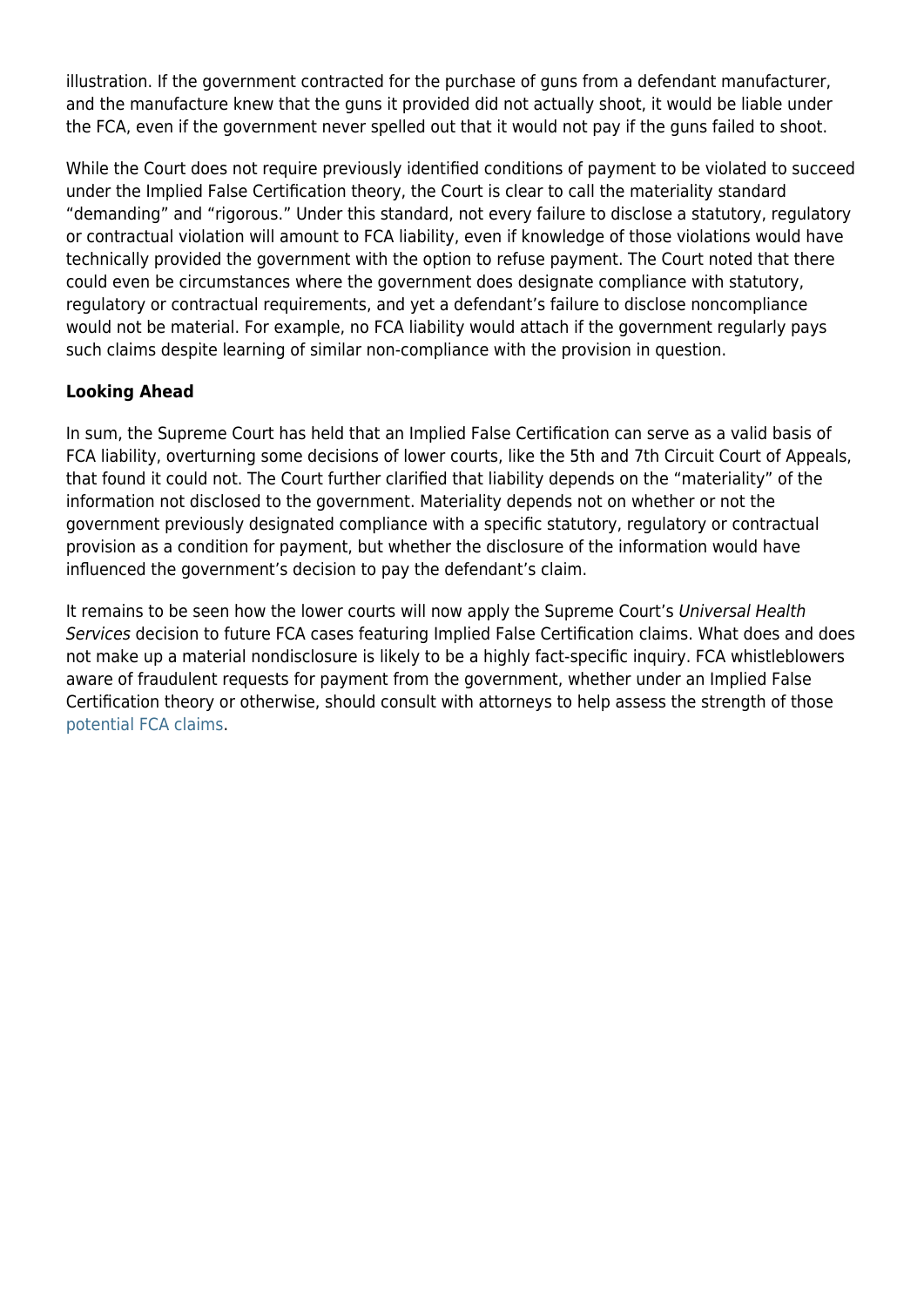illustration. If the government contracted for the purchase of guns from a defendant manufacturer, and the manufacture knew that the guns it provided did not actually shoot, it would be liable under the FCA, even if the government never spelled out that it would not pay if the guns failed to shoot.

While the Court does not require previously identified conditions of payment to be violated to succeed under the Implied False Certification theory, the Court is clear to call the materiality standard "demanding" and "rigorous." Under this standard, not every failure to disclose a statutory, regulatory or contractual violation will amount to FCA liability, even if knowledge of those violations would have technically provided the government with the option to refuse payment. The Court noted that there could even be circumstances where the government does designate compliance with statutory, regulatory or contractual requirements, and yet a defendant's failure to disclose noncompliance would not be material. For example, no FCA liability would attach if the government regularly pays such claims despite learning of similar non-compliance with the provision in question.

**Looking Ahead**

In sum, the Supreme Court has held that an Implied False Certification can serve as a valid basis of FCA liability, overturning some decisions of lower courts, like the 5th and 7th Circuit Court of Appeals, that found it could not. The Court further clarified that liability depends on the "materiality" of the information not disclosed to the government. Materiality depends not on whether or not the government previously designated compliance with a specific statutory, regulatory or contractual provision as a condition for payment, but whether the disclosure of the information would have influenced the government's decision to pay the defendant's claim.

It remains to be seen how the lower courts will now apply the Supreme Court's *Universal Health Services* decision to future FCA cases featuring Implied False Certification claims. What does and does not make up a material nondisclosure is likely to be a highly fact-specific inquiry. FCA whistleblowers aware of fraudulent requests for payment from the government, whether under an Implied False Certification theory or otherwise, should consult with attorneys to help assess the strength of those potential FCA claims.